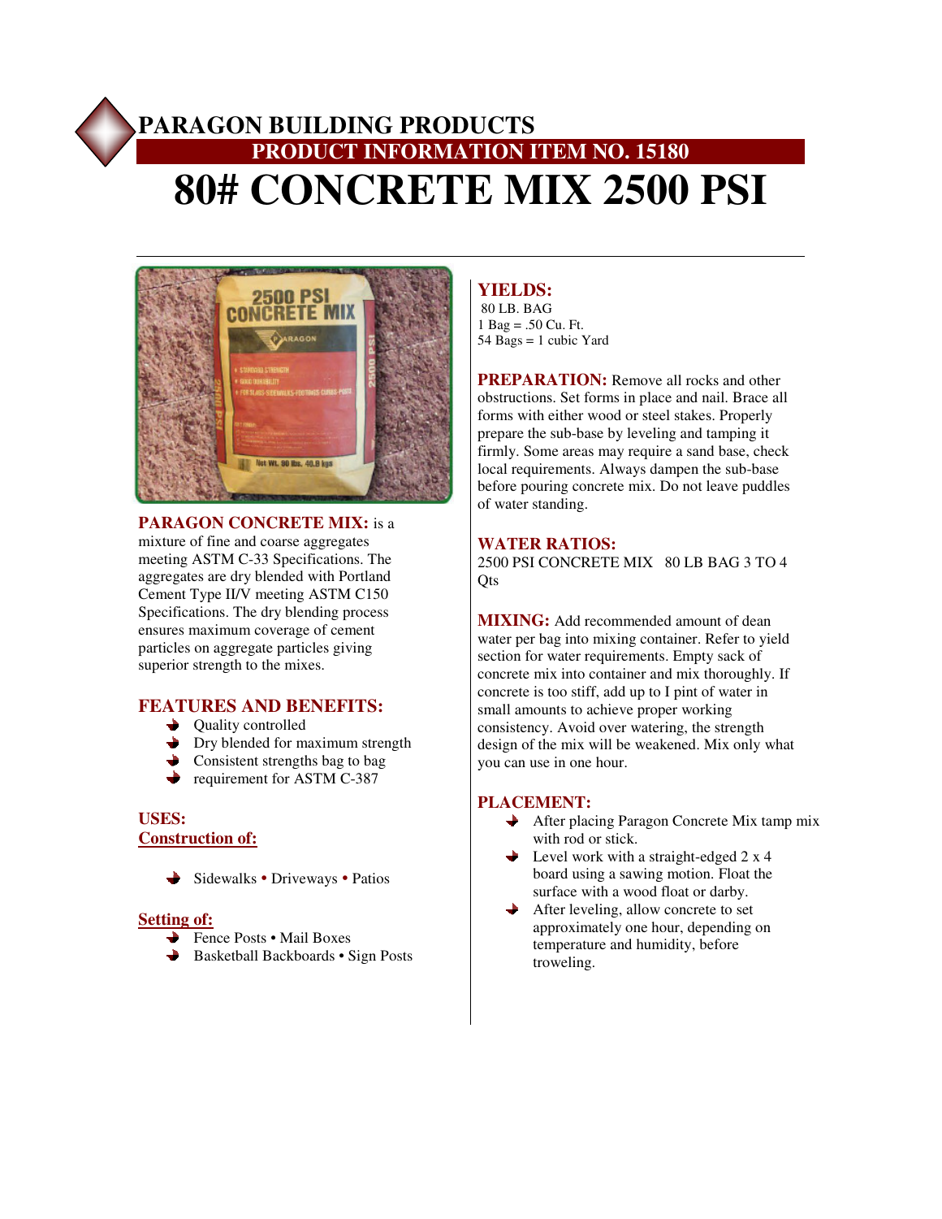# PARAGON BUILDING PRODUCTS

## PRODUCT INFORMATION ITEM NO. 15180

# 80# CONCRETE MIX 2500 PSI

**PARAGON CONCRETE MIX:** is a mixture of fine and coarse aggregates meeting ASTM C-33 Specifications. The aggregates are dry blended with Portland Cement Type II/V meeting ASTM C150 Specifications. The dry blending process ensures maximum coverage of cement particles on aggregate particles giving superior strength to the mixes.

## FEATURES AND BENEFITS:

- Quality controlled
- Dry blended for maximum strength
- Consistent strengths bag to bag
- requirement for ASTM C-387

## USES:

### Construction of:

- Sidewalks • Driveways • Patios

### Setting of:

- Fence Posts • Mail Boxes
- Basketball Backboards • Sign Posts

## YIELDS:

80 LB. BAG
1 Bag = .50 Cu. Ft.
54 Bags = 1 cubic Yard

**PREPARATION:** Remove all rocks and other obstructions. Set forms in place and nail. Brace all forms with either wood or steel stakes. Properly prepare the sub-base by leveling and tamping it firmly. Some areas may require a sand base, check local requirements. Always dampen the sub-base before pouring concrete mix. Do not leave puddles of water standing.

## WATER RATIOS:

2500 PSI CONCRETE MIX 80 LB BAG 3 TO 4 Qts

**MIXING:** Add recommended amount of dean water per bag into mixing container. Refer to yield section for water requirements. Empty sack of concrete mix into container and mix thoroughly. If concrete is too stiff, add up to I pint of water in small amounts to achieve proper working consistency. Avoid over watering, the strength design of the mix will be weakened. Mix only what you can use in one hour.

## PLACEMENT:

- After placing Paragon Concrete Mix tamp mix with rod or stick.
- Level work with a straight-edged 2 x 4 board using a sawing motion. Float the surface with a wood float or darby.
- After leveling, allow concrete to set approximately one hour, depending on temperature and humidity, before troweling.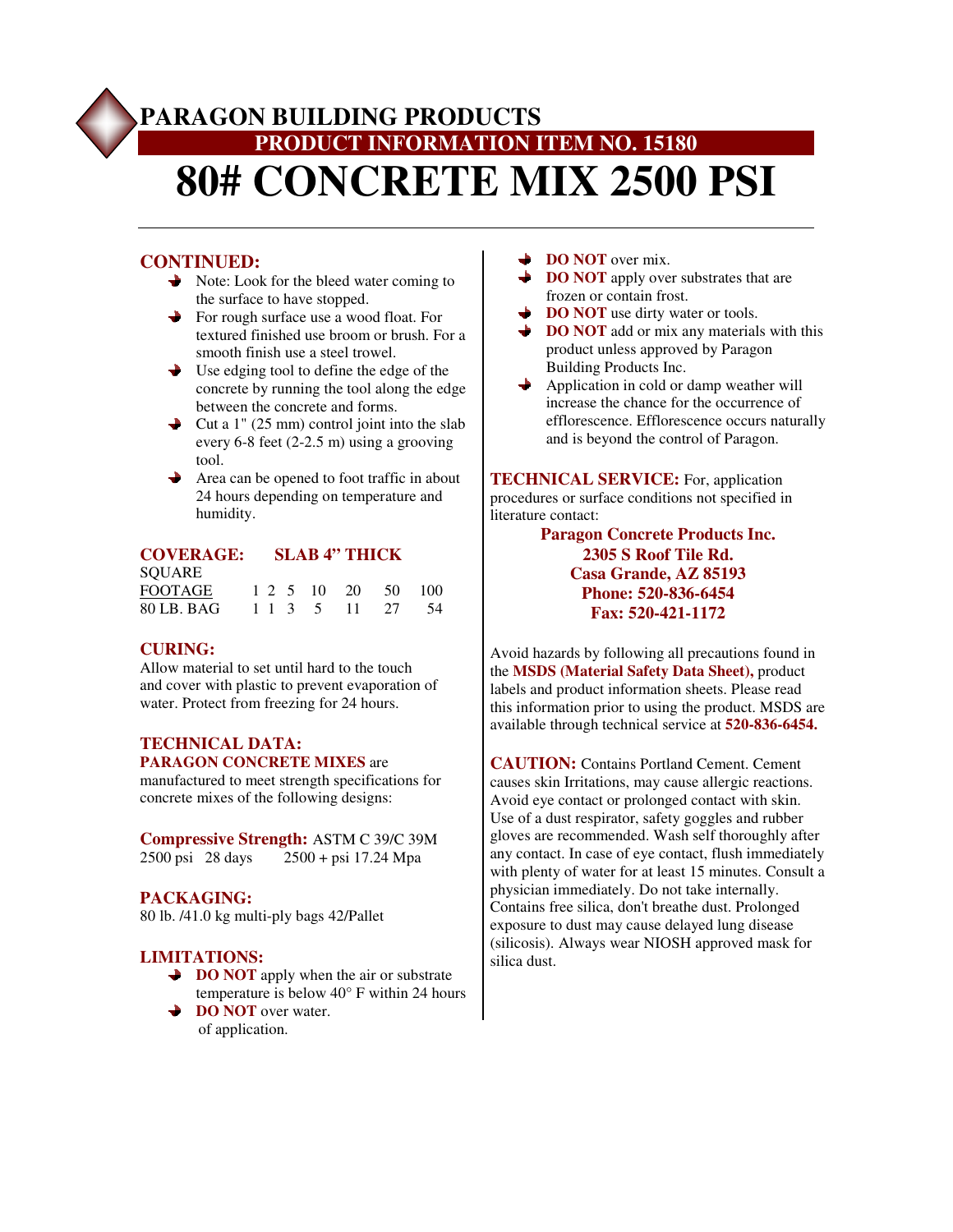# PARAGON BUILDING PRODUCTS

## PRODUCT INFORMATION ITEM NO. 15180

# 80# CONCRETE MIX 2500 PSI

## CONTINUED:

- Note: Look for the bleed water coming to the surface to have stopped.
- For rough surface use a wood float. For textured finished use broom or brush. For a smooth finish use a steel trowel.
- Use edging tool to define the edge of the concrete by running the tool along the edge between the concrete and forms.
- Cut a 1" (25 mm) control joint into the slab every 6-8 feet (2-2.5 m) using a grooving tool.
- Area can be opened to foot traffic in about 24 hours depending on temperature and humidity.

## COVERAGE: SLAB 4" THICK

| SQUARE FOOTAGE | 1 | 2 | 5 | 10 | 20 | 50 | 100 |
|---|---|---|---|---|---|---|---|
| 80 LB. BAG | 1 | 1 | 3 | 5 | 11 | 27 | 54 |

## CURING:

Allow material to set until hard to the touch and cover with plastic to prevent evaporation of water. Protect from freezing for 24 hours.

## TECHNICAL DATA:

**PARAGON CONCRETE MIXES** are manufactured to meet strength specifications for concrete mixes of the following designs:

**Compressive Strength:** ASTM C 39/C 39M
2500 psi 28 days 2500 + psi 17.24 Mpa

## PACKAGING:

80 lb. /41.0 kg multi-ply bags 42/Pallet

## LIMITATIONS:

- **DO NOT** apply when the air or substrate temperature is below 40° F within 24 hours of application.
- **DO NOT** over water.
- **DO NOT** over mix.
- **DO NOT** apply over substrates that are frozen or contain frost.
- **DO NOT** use dirty water or tools.
- **DO NOT** add or mix any materials with this product unless approved by Paragon Building Products Inc.
- Application in cold or damp weather will increase the chance for the occurrence of efflorescence. Efflorescence occurs naturally and is beyond the control of Paragon.

**TECHNICAL SERVICE:** For, application procedures or surface conditions not specified in literature contact:

**Paragon Concrete Products Inc.**
**2305 S Roof Tile Rd.**
**Casa Grande, AZ 85193**
**Phone: 520-836-6454**
**Fax: 520-421-1172**

Avoid hazards by following all precautions found in the **MSDS (Material Safety Data Sheet),** product labels and product information sheets. Please read this information prior to using the product. MSDS are available through technical service at **520-836-6454.**

**CAUTION:** Contains Portland Cement. Cement causes skin Irritations, may cause allergic reactions. Avoid eye contact or prolonged contact with skin. Use of a dust respirator, safety goggles and rubber gloves are recommended. Wash self thoroughly after any contact. In case of eye contact, flush immediately with plenty of water for at least 15 minutes. Consult a physician immediately. Do not take internally. Contains free silica, don't breathe dust. Prolonged exposure to dust may cause delayed lung disease (silicosis). Always wear NIOSH approved mask for silica dust.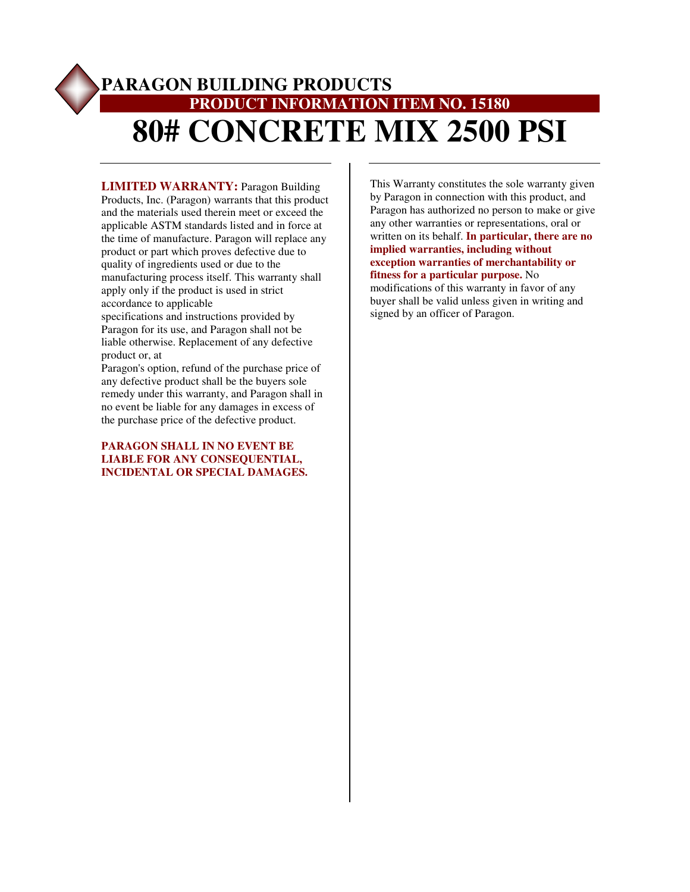# PARAGON BUILDING PRODUCTS

## PRODUCT INFORMATION ITEM NO. 15180

# 80# CONCRETE MIX 2500 PSI

**LIMITED WARRANTY:** Paragon Building Products, Inc. (Paragon) warrants that this product and the materials used therein meet or exceed the applicable ASTM standards listed and in force at the time of manufacture. Paragon will replace any product or part which proves defective due to quality of ingredients used or due to the manufacturing process itself. This warranty shall apply only if the product is used in strict accordance to applicable specifications and instructions provided by Paragon for its use, and Paragon shall not be liable otherwise. Replacement of any defective product or, at Paragon's option, refund of the purchase price of any defective product shall be the buyers sole remedy under this warranty, and Paragon shall in no event be liable for any damages in excess of the purchase price of the defective product.

**PARAGON SHALL IN NO EVENT BE LIABLE FOR ANY CONSEQUENTIAL, INCIDENTAL OR SPECIAL DAMAGES.**

This Warranty constitutes the sole warranty given by Paragon in connection with this product, and Paragon has authorized no person to make or give any other warranties or representations, oral or written on its behalf. **In particular, there are no implied warranties, including without exception warranties of merchantability or fitness for a particular purpose.** No modifications of this warranty in favor of any buyer shall be valid unless given in writing and signed by an officer of Paragon.